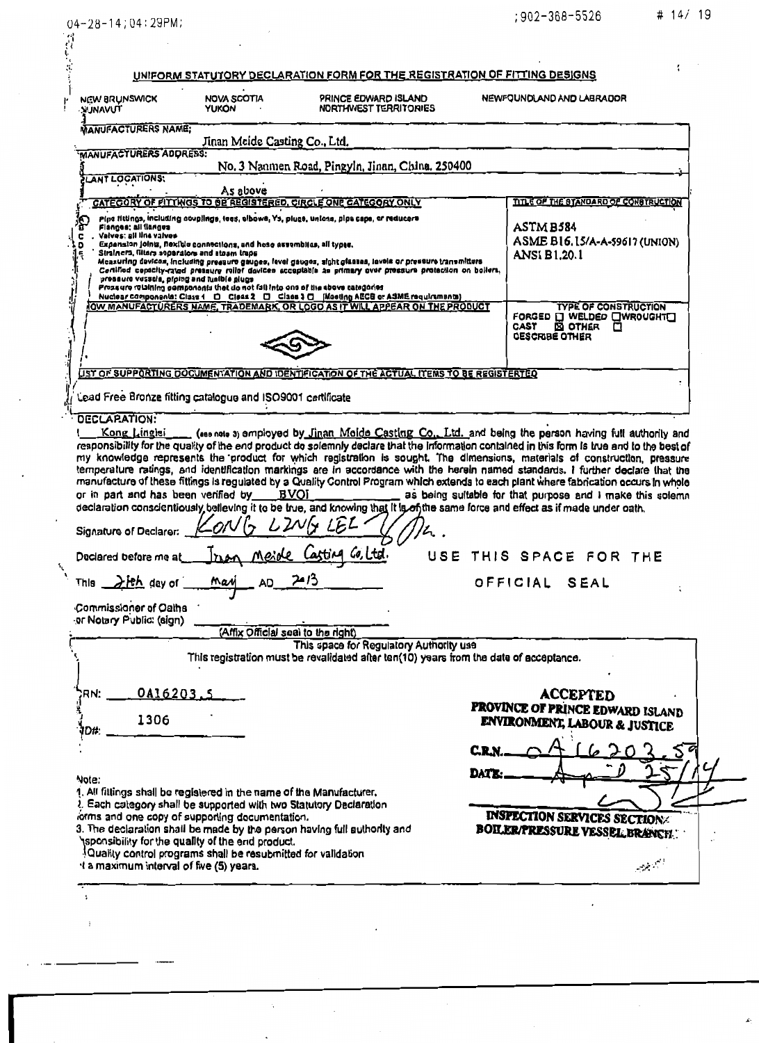## UNIFORM STATUTORY DECLARATION FORM FOR THE REGISTRATION OF FITTING DESIGNS

NEW BRUNSWICK NUNAVUT | NOVA SCOTIA YUKON | PRINCE EDWARD ISLAND NORTHWEST TERRITORIES | NEWFOUNDLAND AND LABRADOR

**MANUFACTURERS NAME:** Jinan Meide Casting Co., Ltd.

**MANUFACTURERS ADDRESS:** No. 3 Nanmen Road, Pingyin, Jinan, China. 250400

**PLANT LOCATIONS:** As above

**CATEGORY OF FITTINGS TO BE REGISTERED, CIRCLE ONE CATEGORY ONLY**

- A) Pipe fittings, including couplings, tees, elbows, Ys, plugs, unions, pipe caps, or reducers
- B) Flanges: all flanges
- C) Valves: all line valves
- D) Expansion joints, flexible connections, and hose assemblies, all types.
- E) Strainers, filters separators and steam traps
- F) Measuring devices, including pressure gauges, level gauges, sight glasses, levels or pressure transmitters
- G) Certified capacity-rated pressure relief devices acceptable as primary over pressure protection on boilers, pressure vessels, piping and fusible plugs
- H) Pressure retaining components that do not fall into one of the above categories
- I) Nuclear components: Class 1 ☐ Class 2 ☐ Class 3 ☐ (Meeting AECB or ASME requirements)

**TITLE OF THE STANDARD OF CONSTRUCTION**

ASTM B584
ASME B16.15/A-A-59617 (UNION)
ANSI B1.20.1

**SHOW MANUFACTURERS NAME, TRADEMARK, OR LOGO AS IT WILL APPEAR ON THE PRODUCT**

**TYPE OF CONSTRUCTION**

FORGED ☐ WELDED ☐ WROUGHT ☐ CAST ☒ OTHER ☐
DESCRIBE OTHER

**LIST OF SUPPORTING DOCUMENTATION AND IDENTIFICATION OF THE ACTUAL ITEMS TO BE REGISTERED**

Lead Free Bronze fitting catalogue and ISO9001 certificate

**DECLARATION:**

I Kong Linglei (see note 3) employed by Jinan Meide Casting Co., Ltd. and being the person having full authority and responsibility for the quality of the end product do solemnly declare that the information contained in this form is true and to the best of my knowledge represents the product for which registration is sought. The dimensions, materials of construction, pressure temperature ratings, and identification markings are in accordance with the herein named standards. I further declare that the manufacture of these fittings is regulated by a Quality Control Program which extends to each plant where fabrication occurs in whole or in part and has been verified by BVQI as being suitable for that purpose and I make this solemn declaration conscientiously believing it to be true, and knowing that it is of the same force and effect as if made under oath.

Signature of Declarer: KONG LING LEI

Declared before me at Jinan Meide Casting Co., Ltd.

This 2th day of May AD 2013

Commissioner of Oaths or Notary Public: (sign)

(Affix Official seal to the right)

USE THIS SPACE FOR THE OFFICIAL SEAL

This space for Regulatory Authority use

This registration must be revalidated after ten(10) years from the date of acceptance.

CRN: 0A16203.5

ID#: 1306

**ACCEPTED**
**PROVINCE OF PRINCE EDWARD ISLAND**
**ENVIRONMENT, LABOUR & JUSTICE**

C.R.N. 0A16203.59

DATE: Apr 25/14

**INSPECTION SERVICES SECTION**
**BOILER/PRESSURE VESSEL BRANCH**

Note:

1. All fittings shall be registered in the name of the Manufacturer.
2. Each category shall be supported with two Statutory Declaration forms and one copy of supporting documentation.
3. The declaration shall be made by the person having full authority and responsibility for the quality of the end product.
4. Quality control programs shall be resubmitted for validation at a maximum interval of five (5) years.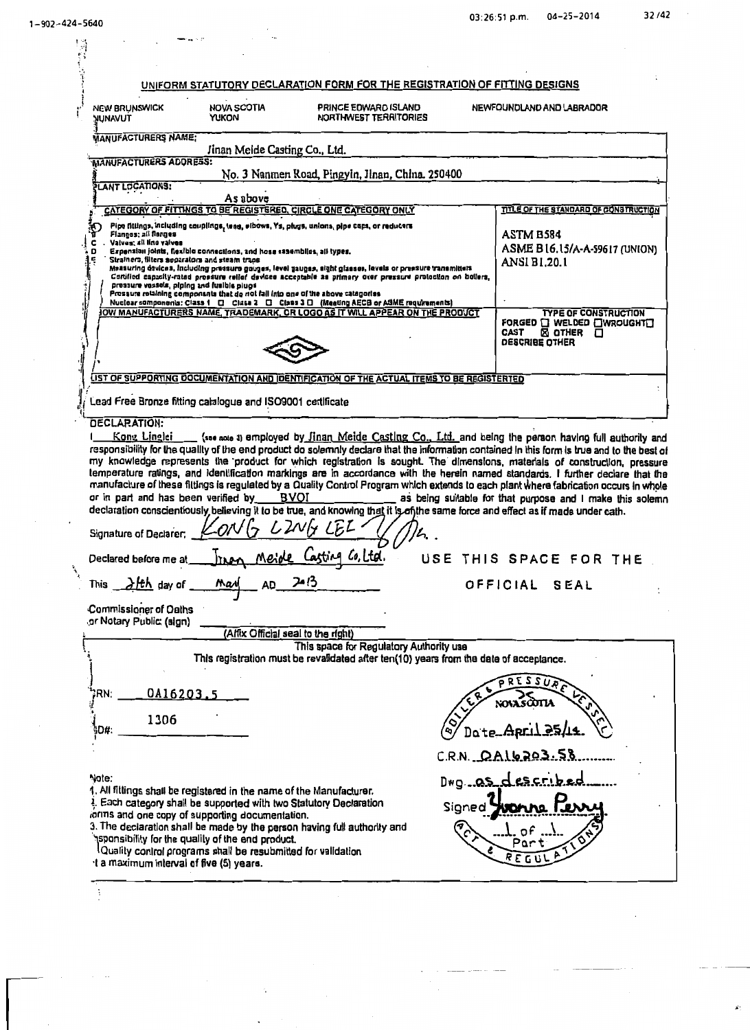## UNIFORM STATUTORY DECLARATION FORM FOR THE REGISTRATION OF FITTING DESIGNS

| NEW BRUNSWICK | NOVA SCOTIA | PRINCE EDWARD ISLAND | NEWFOUNDLAND AND LABRADOR |
|---|---|---|---|
| NUNAVUT | YUKON | NORTHWEST TERRITORIES | |

**MANUFACTURERS NAME:**
Jinan Meide Casting Co., Ltd.

**MANUFACTURERS ADDRESS:**
No. 3 Nanmen Road, Pingyin, Jinan, China. 250400

**PLANT LOCATIONS:**
As above

**CATEGORY OF FITTINGS TO BE REGISTERED, CIRCLE ONE CATEGORY ONLY**

- A (circled) Pipe fittings, including couplings, tees, elbows, Ys, plugs, unions, pipe caps, or reducers
- B Flanges: all flanges
- C Valves: all line valves
- D Expansion joints, flexible connections, and hose assemblies, all types.
- E Strainers, filters separators and steam traps
- Measuring devices, including pressure gauges, level gauges, sight glasses, levels or pressure transmitters
- Certified capacity-rated pressure relief devices acceptable as primary over pressure protection on boilers, pressure vessels, piping and fusible plugs
- Pressure retaining components that do not fall into one of the above categories
- Nuclear components: Class 1 ☐ Class 2 ☐ Class 3 ☐ (Meeting AECB or ASME requirements)

**TITLE OF THE STANDARD OF CONSTRUCTION**

ASTM B584
ASME B16.15/A-A-59617 (UNION)
ANSI B1.20.1

**HOW MANUFACTURERS NAME, TRADEMARK, OR LOGO AS IT WILL APPEAR ON THE PRODUCT**

**TYPE OF CONSTRUCTION**
FORGED ☐ WELDED ☐ WROUGHT ☐ CAST ☒ OTHER ☐
DESCRIBE OTHER

**LIST OF SUPPORTING DOCUMENTATION AND IDENTIFICATION OF THE ACTUAL ITEMS TO BE REGISTERED**

Lead Free Bronze fitting catalogue and ISO9001 certificate

**DECLARATION:**

I Kong Linglei (see note 3) employed by Jinan Meide Casting Co., Ltd. and being the person having full authority and responsibility for the quality of the end product do solemnly declare that the information contained in this form is true and to the best of my knowledge represents the product for which registration is sought. The dimensions, materials of construction, pressure temperature ratings, and identification markings are in accordance with the herein named standards. I further declare that the manufacture of these fittings is regulated by a Quality Control Program which extends to each plant where fabrication occurs in whole or in part and has been verified by BVQI as being suitable for that purpose and I make this solemn declaration conscientiously believing it to be true, and knowing that it is of the same force and effect as if made under oath.

Signature of Declarer: KONG LING LEI

Declared before me at Jinan Meide Casting Co, Ltd.

This 24th day of May AD 2013

Commissioner of Oaths or Notary Public (sign)

(Affix Official seal to the right)

USE THIS SPACE FOR THE OFFICIAL SEAL

This space for Regulatory Authority use

This registration must be revalidated after ten(10) years from the date of acceptance.

RN: 0A16203.5

ID#: 1306

BOILER PRESSURE VESSEL NOVA SCOTIA
Date April 25/14
C.R.N. 0A16203.58
Dwg. as described
Signed Yvonne Perry
1 of 1 Part
ACT & REGULATIONS

Note:
1. All fittings shall be registered in the name of the Manufacturer.
2. Each category shall be supported with two Statutory Declaration forms and one copy of supporting documentation.
3. The declaration shall be made by the person having full authority and responsibility for the quality of the end product.
Quality control programs shall be resubmitted for validation at a maximum interval of five (5) years.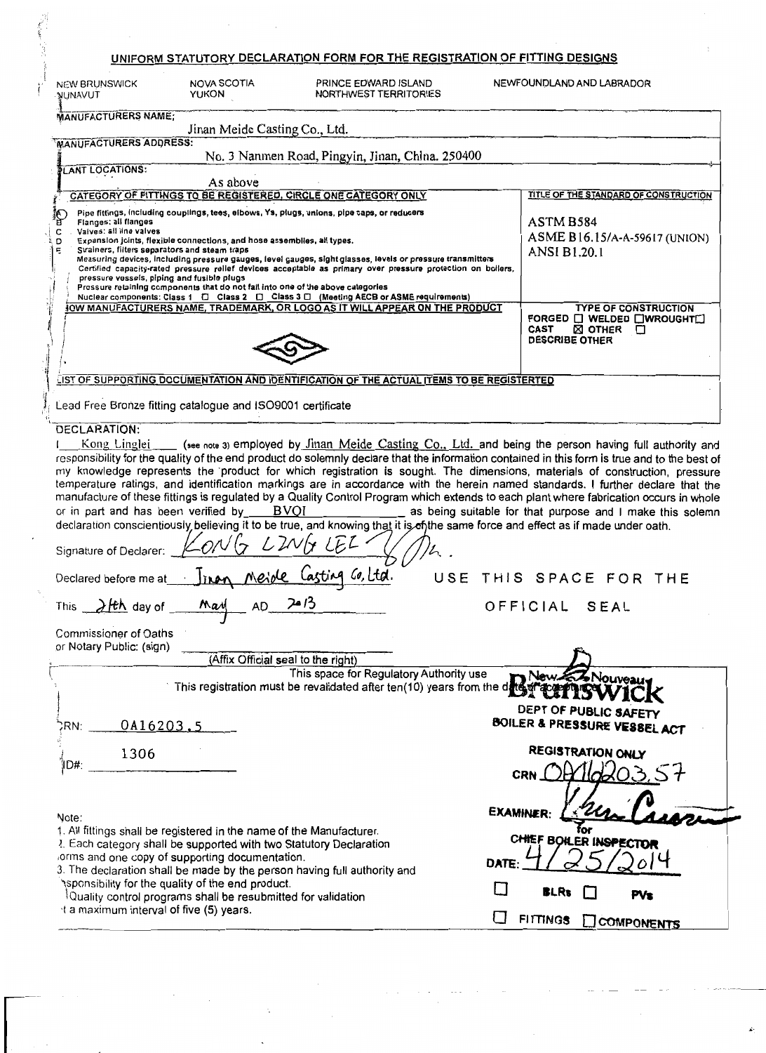# UNIFORM STATUTORY DECLARATION FORM FOR THE REGISTRATION OF FITTING DESIGNS

| | | | |
|---|---|---|---|
| NEW BRUNSWICK | NOVA SCOTIA | PRINCE EDWARD ISLAND | NEWFOUNDLAND AND LABRADOR |
| NUNAVUT | YUKON | NORTHWEST TERRITORIES | |

**MANUFACTURERS NAME:**

Jinan Meide Casting Co., Ltd.

**MANUFACTURERS ADDRESS:**

No. 3 Nanmen Road, Pingyin, Jinan, China. 250400

**PLANT LOCATIONS:**

As above

**CATEGORY OF FITTINGS TO BE REGISTERED, CIRCLE ONE CATEGORY ONLY**

(A) Pipe fittings, including couplings, tees, elbows, Ys, plugs, unions, pipe caps, or reducers
B Flanges: all flanges
C Valves: all line valves
D Expansion joints, flexible connections, and hose assemblies, all types.
E Strainers, filters separators and steam traps
Measuring devices, including pressure gauges, level gauges, sight glasses, levels or pressure transmitters
Certified capacity-rated pressure relief devices acceptable as primary over pressure protection on boilers, pressure vessels, piping and fusible plugs
Pressure retaining components that do not fall into one of the above categories
Nuclear components: Class 1 ☐ Class 2 ☐ Class 3 ☐ (Meeting AECB or ASME requirements)

**TITLE OF THE STANDARD OF CONSTRUCTION**

ASTM B584
ASME B16.15/A-A-59617 (UNION)
ANSI B1.20.1

**SHOW MANUFACTURERS NAME, TRADEMARK, OR LOGO AS IT WILL APPEAR ON THE PRODUCT**

**TYPE OF CONSTRUCTION**
FORGED ☐ WELDED ☐ WROUGHT ☐
CAST ☒ OTHER ☐
DESCRIBE OTHER

**LIST OF SUPPORTING DOCUMENTATION AND IDENTIFICATION OF THE ACTUAL ITEMS TO BE REGISTERTED**

Lead Free Bronze fitting catalogue and ISO9001 certificate

**DECLARATION:**

I Kong Linglei (see note 3) employed by Jinan Meide Casting Co., Ltd. and being the person having full authority and responsibility for the quality of the end product do solemnly declare that the information contained in this form is true and to the best of my knowledge represents the product for which registration is sought. The dimensions, materials of construction, pressure temperature ratings, and identification markings are in accordance with the herein named standards. I further declare that the manufacture of these fittings is regulated by a Quality Control Program which extends to each plant where fabrication occurs in whole or in part and has been verified by BVQI as being suitable for that purpose and I make this solemn declaration conscientiously believing it to be true, and knowing that it is of the same force and effect as if made under oath.

Signature of Declarer: KONG LING LEI

Declared before me at Jinan Meide Casting Co, Ltd.

This 27th day of May AD 2013

USE THIS SPACE FOR THE OFFICIAL SEAL

Commissioner of Oaths or Notary Public: (sign) ____________________
(Affix Official seal to the right)

This space for Regulatory Authority use
This registration must be revalidated after ten(10) years from the date of acceptance

CRN: 0A16203.5

ID#: 1306

New Brunswick Nouveau-Brunswick
DEPT OF PUBLIC SAFETY
BOILER & PRESSURE VESSEL ACT
REGISTRATION ONLY
CRN 0A16203.57
EXAMINER:
for
CHIEF BOILER INSPECTOR
DATE: 4/25/2014
☐ BLRs ☐ PVs
☐ FITTINGS ☐ COMPONENTS

Note:
1. All fittings shall be registered in the name of the Manufacturer.
2. Each category shall be supported with two Statutory Declaration forms and one copy of supporting documentation.
3. The declaration shall be made by the person having full authority and responsibility for the quality of the end product.
Quality control programs shall be resubmitted for validation at a maximum interval of five (5) years.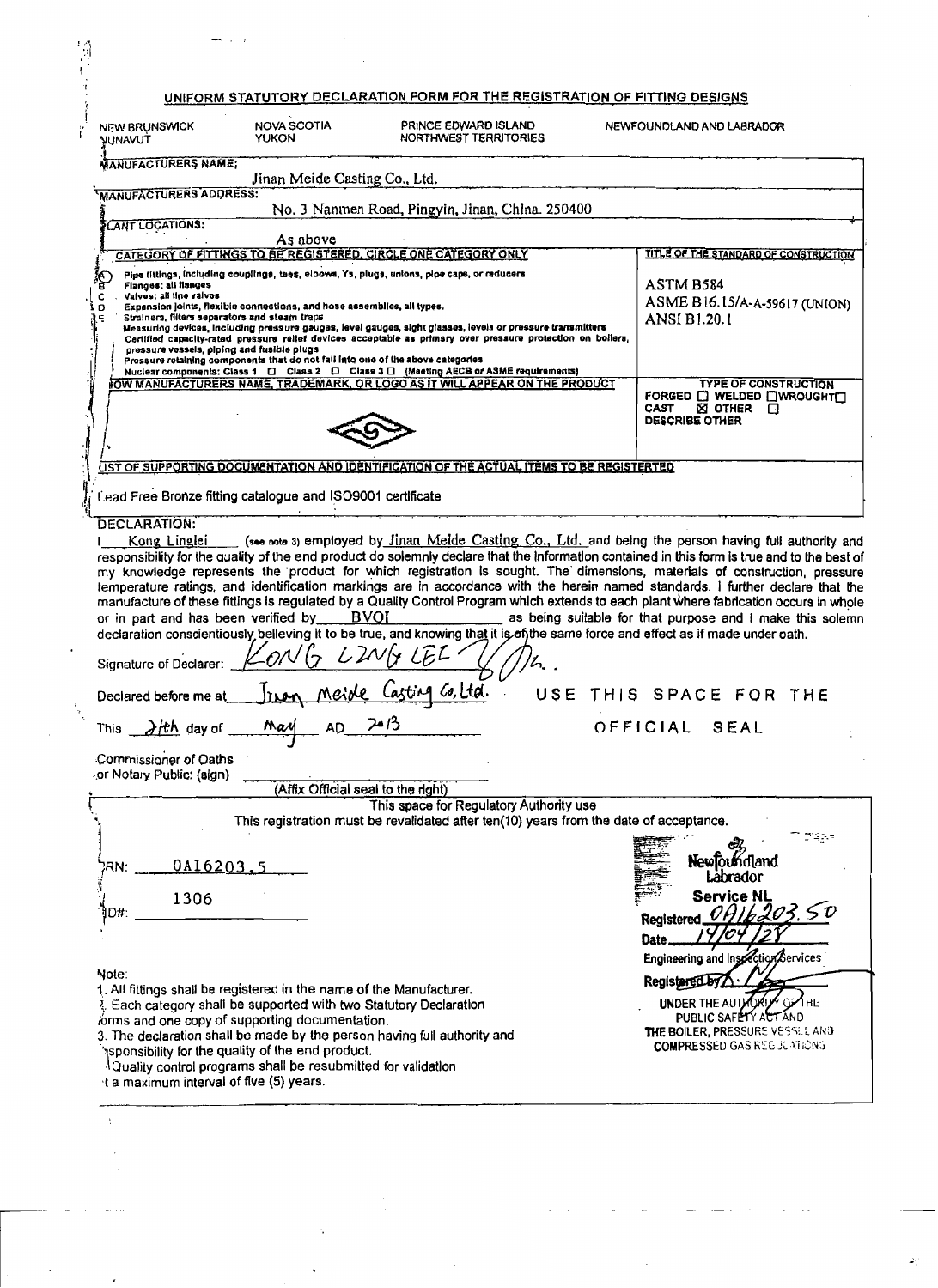## UNIFORM STATUTORY DECLARATION FORM FOR THE REGISTRATION OF FITTING DESIGNS

NEW BRUNSWICK NOVA SCOTIA PRINCE EDWARD ISLAND NEWFOUNDLAND AND LABRADOR
NUNAVUT YUKON NORTHWEST TERRITORIES

**MANUFACTURERS NAME:**
Jinan Meide Casting Co., Ltd.

**MANUFACTURERS ADDRESS:**
No. 3 Nanmen Road, Pingyin, Jinan, China. 250400

**PLANT LOCATIONS:**
As above

**CATEGORY OF FITTINGS TO BE REGISTERED, CIRCLE ONE CATEGORY ONLY**

- A (circled) Pipe fittings, including couplings, tees, elbows, Ys, plugs, unions, pipe caps, or reducers
- B Flanges: all flanges
- C Valves: all line valves
- D Expansion joints, flexible connections, and hose assemblies, all types.
- E Strainers, filters separators and steam traps
- Measuring devices, including pressure gauges, level gauges, sight glasses, levels or pressure transmitters
- Certified capacity-rated pressure relief devices acceptable as primary over pressure protection on boilers, pressure vessels, piping and fusible plugs
- Pressure retaining components that do not fall into one of the above categories
- Nuclear components: Class 1 ☐ Class 2 ☐ Class 3 ☐ (Meeting AECB or ASME requirements)

**TITLE OF THE STANDARD OF CONSTRUCTION**

ASTM B584
ASME B16.15/A-A-59617 (UNION)
ANSI B1.20.1

**SHOW MANUFACTURERS NAME, TRADEMARK, OR LOGO AS IT WILL APPEAR ON THE PRODUCT**

**TYPE OF CONSTRUCTION**
FORGED ☐ WELDED ☐ WROUGHT ☐
CAST ☒ OTHER ☐
DESCRIBE OTHER

**LIST OF SUPPORTING DOCUMENTATION AND IDENTIFICATION OF THE ACTUAL ITEMS TO BE REGISTERED**

Lead Free Bronze fitting catalogue and ISO9001 certificate

**DECLARATION:**

I Kong Linglei (see note 3) employed by Jinan Meide Casting Co., Ltd. and being the person having full authority and responsibility for the quality of the end product do solemnly declare that the information contained in this form is true and to the best of my knowledge represents the product for which registration is sought. The dimensions, materials of construction, pressure temperature ratings, and identification markings are in accordance with the herein named standards. I further declare that the manufacture of these fittings is regulated by a Quality Control Program which extends to each plant where fabrication occurs in whole or in part and has been verified by BVQI as being suitable for that purpose and I make this solemn declaration conscientiously believing it to be true, and knowing that it is of the same force and effect as if made under oath.

Signature of Declarer: KONG LING LEI

Declared before me at Jinan Meide Casting Co, Ltd.

This 27th day of May AD 2013

Commissioner of Oaths or Notary Public: (sign)

(Affix Official seal to the right)

USE THIS SPACE FOR THE OFFICIAL SEAL

This space for Regulatory Authority use
This registration must be revalidated after ten(10) years from the date of acceptance.

CRN: 0A16203.5

ID#: 1306

Newfoundland Labrador
Service NL
Registered 0A16203.5C
Date 14/04/21
Engineering and Inspection Services
Registered by
UNDER THE AUTHORITY OF THE PUBLIC SAFETY ACT AND THE BOILER, PRESSURE VESSEL AND COMPRESSED GAS REGULATIONS

Note:
1. All fittings shall be registered in the name of the Manufacturer.
2. Each category shall be supported with two Statutory Declaration forms and one copy of supporting documentation.
3. The declaration shall be made by the person having full authority and responsibility for the quality of the end product.
4. Quality control programs shall be resubmitted for validation at a maximum interval of five (5) years.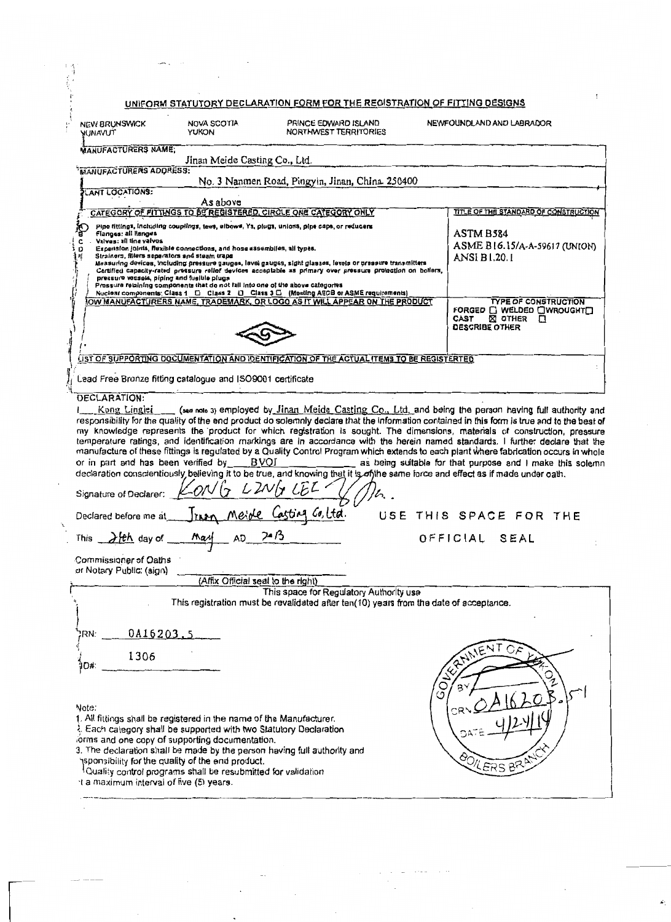# UNIFORM STATUTORY DECLARATION FORM FOR THE REGISTRATION OF FITTING DESIGNS

NEW BRUNSWICK NOVA SCOTIA PRINCE EDWARD ISLAND NEWFOUNDLAND AND LABRADOR
NUNAVUT YUKON NORTHWEST TERRITORIES

**MANUFACTURERS NAME:**
Jinan Meide Casting Co., Ltd.

**MANUFACTURERS ADDRESS:**
No. 3 Nanmen Road, Pingyin, Jinan, China. 250400

**PLANT LOCATIONS:**
As above

**CATEGORY OF FITTINGS TO BE REGISTERED, CIRCLE ONE CATEGORY ONLY**

- A (circled) Pipe fittings, including couplings, tees, elbows, Ys, plugs, unions, pipe caps, or reducers
- B Flanges: all flanges
- C Valves: all line valves
- D Expansion joints, flexible connections, and hose assemblies, all types.
- E Strainers, filters separators and steam traps
- Measuring devices, including pressure gauges, level gauges, sight glasses, levels or pressure transmitters
- Certified capacity-rated pressure relief devices acceptable as primary over pressure protection on boilers, pressure vessels, piping and fusible plugs
- Pressure retaining components that do not fall into one of the above categories
- Nuclear components: Class 1 ☐ Class 2 ☐ Class 3 ☐ (Meeting ASCB or ASME requirements)

**TITLE OF THE STANDARD OF CONSTRUCTION**
ASTM B584
ASME B16.15/A-A-59617 (UNION)
ANSI B1.20.1

**SHOW MANUFACTURERS NAME, TRADEMARK, OR LOGO AS IT WILL APPEAR ON THE PRODUCT**

**TYPE OF CONSTRUCTION**
FORGED ☐ WELDED ☐ WROUGHT ☐
CAST ☒ OTHER ☐
DESCRIBE OTHER

**LIST OF SUPPORTING DOCUMENTATION AND IDENTIFICATION OF THE ACTUAL ITEMS TO BE REGISTERED**

Lead Free Bronze fitting catalogue and ISO9001 certificate

**DECLARATION:**

I Kong Linglei (see note 3) employed by Jinan Meide Casting Co., Ltd. and being the person having full authority and responsibility for the quality of the end product do solemnly declare that the information contained in this form is true and to the best of my knowledge represents the product for which registration is sought. The dimensions, materials of construction, pressure temperature ratings, and identification markings are in accordance with the herein named standards. I further declare that the manufacture of these fittings is regulated by a Quality Control Program which extends to each plant where fabrication occurs in whole or in part and has been verified by BVQI as being suitable for that purpose and I make this solemn declaration conscientiously believing it to be true, and knowing that it is of the same force and effect as if made under oath.

Signature of Declarer: KONG LING LEI

Declared before me at Jinan Meide Casting Co, Ltd.

This 27th day of May AD 2013

USE THIS SPACE FOR THE OFFICIAL SEAL

Commissioner of Oaths or Notary Public: (sign)

(Affix Official seal to the right)

This space for Regulatory Authority use

This registration must be revalidated after ten(10) years from the date of acceptance.

CRN: 0A16203.5

ID#: 1306

GOVERNMENT OF YUKON
BY
CRN 0A16203.5Y1
DATE 4/24/14
BOILERS BRANCH

Note:
1. All fittings shall be registered in the name of the Manufacturer.
2. Each category shall be supported with two Statutory Declaration forms and one copy of supporting documentation.
3. The declaration shall be made by the person having full authority and responsibility for the quality of the end product.
4. Quality control programs shall be resubmitted for validation at a maximum interval of five (5) years.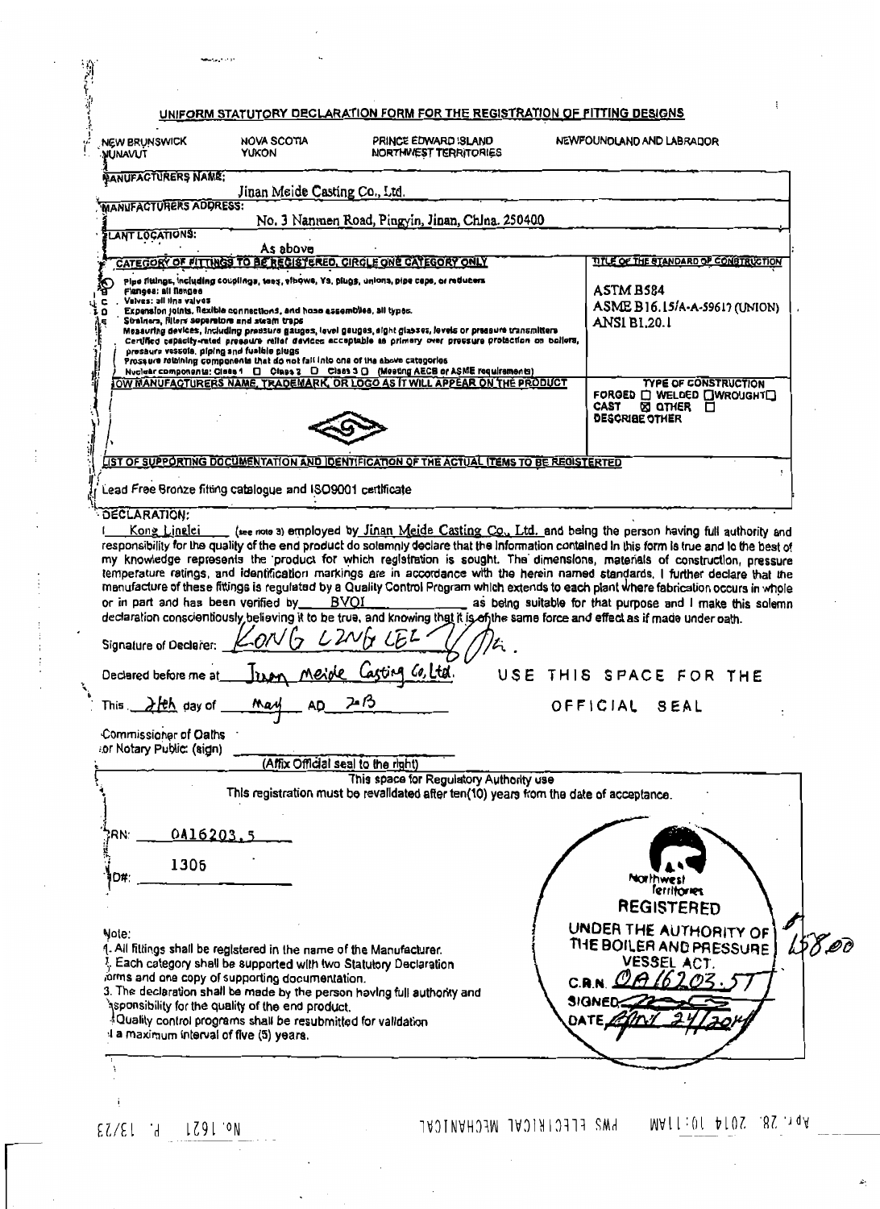## UNIFORM STATUTORY DECLARATION FORM FOR THE REGISTRATION OF FITTING DESIGNS

| | | | |
|---|---|---|---|
| NEW BRUNSWICK | NOVA SCOTIA | PRINCE EDWARD ISLAND | NEWFOUNDLAND AND LABRADOR |
| NUNAVUT | YUKON | NORTHWEST TERRITORIES | |

**MANUFACTURERS NAME:**
Jinan Meide Casting Co., Ltd.

**MANUFACTURERS ADDRESS:**
No. 3 Nanmen Road, Pingyin, Jinan, China. 250400

**PLANT LOCATIONS:**
As above

**CATEGORY OF FITTINGS TO BE REGISTERED, CIRCLE ONE CATEGORY ONLY**

- A (circled) Pipe fittings, including couplings, tees, elbows, Ys, plugs, unions, pipe caps, or reducers
- B Flanges: all flanges
- C Valves: all line valves
- D Expansion joints, flexible connections, and hose assemblies, all types.
- E Strainers, filters separators and steam traps
- F Measuring devices, including pressure gauges, level gauges, sight glasses, levels or pressure transmitters
- G Certified capacity-rated pressure relief devices acceptable as primary over pressure protection on boilers, pressure vessels, piping and fusible plugs
- H Pressure retaining components that do not fall into one of the above categories
- I Nuclear components: Class 1 ☐ Class 2 ☐ Class 3 ☐ (Meeting AECB or ASME requirements)

**TITLE OF THE STANDARD OF CONSTRUCTION**

ASTM B584
ASME B16.15/A-A-59617 (UNION)
ANSI B1.20.1

**SHOW MANUFACTURERS NAME, TRADEMARK, OR LOGO AS IT WILL APPEAR ON THE PRODUCT**

**TYPE OF CONSTRUCTION**
FORGED ☐ WELDED ☐ WROUGHT ☐
CAST ☒ OTHER ☐
DESCRIBE OTHER

**LIST OF SUPPORTING DOCUMENTATION AND IDENTIFICATION OF THE ACTUAL ITEMS TO BE REGISTERTED**

Lead Free Bronze fitting catalogue and ISO9001 certificate

**DECLARATION:**

I Kong Linglei (see note 3) employed by Jinan Meide Casting Co., Ltd. and being the person having full authority and responsibility for the quality of the end product do solemnly declare that the information contained in this form is true and to the best of my knowledge represents the product for which registration is sought. The dimensions, materials of construction, pressure temperature ratings, and identification markings are in accordance with the herein named standards. I further declare that the manufacture of these fittings is regulated by a Quality Control Program which extends to each plant where fabrication occurs in whole or in part and has been verified by BVQI as being suitable for that purpose and I make this solemn declaration conscientiously believing it to be true, and knowing that it is of the same force and effect as if made under oath.

Signature of Declarer: KONG LING LEI

Declared before me at Jinan Meide Casting Co, Ltd.

This 24th day of May AD 2013

Commissioner of Oaths or Notary Public: (sign) ____________

(Affix Official seal to the right)

USE THIS SPACE FOR THE OFFICIAL SEAL

This space for Regulatory Authority use

This registration must be revalidated after ten(10) years from the date of acceptance.

CRN: 0A16203.5

ID#: 1306

Northwest Territories
REGISTERED
UNDER THE AUTHORITY OF THE BOILER AND PRESSURE VESSEL ACT.
C.R.N. 0A16203.5T
SIGNED
DATE April 24/2014

158.00

Note:
1. All fittings shall be registered in the name of the Manufacturer.
2. Each category shall be supported with two Statutory Declaration forms and one copy of supporting documentation.
3. The declaration shall be made by the person having full authority and responsibility for the quality of the end product.
4. Quality control programs shall be resubmitted for validation at a maximum interval of five (5) years.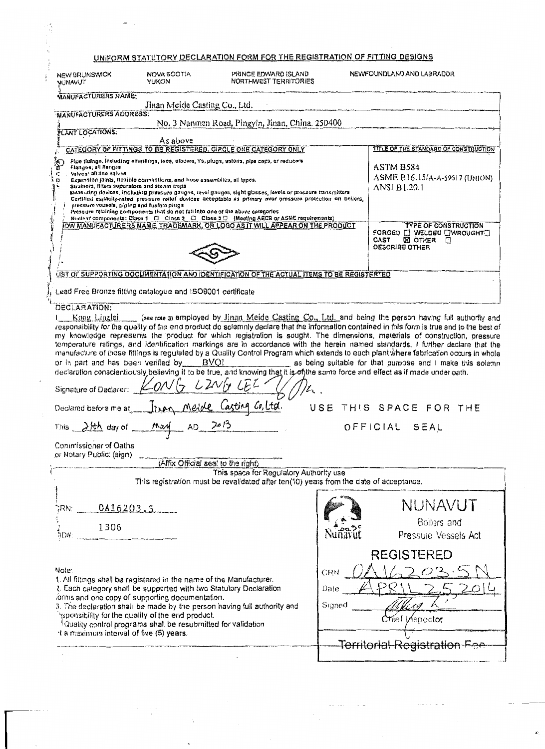## UNIFORM STATUTORY DECLARATION FORM FOR THE REGISTRATION OF FITTING DESIGNS

NEW BRUNSWICK NOVA SCOTIA PRINCE EDWARD ISLAND NEWFOUNDLAND AND LABRADOR
NUNAVUT YUKON NORTHWEST TERRITORIES

**MANUFACTURERS NAME:**
Jinan Meide Casting Co., Ltd.

**MANUFACTURERS ADDRESS:**
No. 3 Nanmen Road, Pingyin, Jinan, China. 250400

**PLANT LOCATIONS:**
As above

**CATEGORY OF FITTINGS TO BE REGISTERED, CIRCLE ONE CATEGORY ONLY**

- (A) Pipe fittings, including couplings, tees, elbows, Ys, plugs, unions, pipe caps, or reducers
- B Flanges: all flanges
- C Valves: all line valves
- D Expansion joints, flexible connections, and hose assemblies, all types.
- E Strainers, filters separators and steam traps
- F Measuring devices, including pressure gauges, level gauges, sight glasses, levels or pressure transmitters
- G Certified capacity-rated pressure relief devices acceptable as primary over pressure protection on boilers, pressure vessels, piping and fusible plugs
- H Pressure retaining components that do not fall into one of the above categories
- I Nuclear components: Class 1 ☐ Class 2 ☐ Class 3 ☐ (Meeting AECB or ASME requirements)

**TITLE OF THE STANDARD OF CONSTRUCTION**
ASTM B584
ASME B16.15/A-A-59617 (UNION)
ANSI B1.20.1

**SHOW MANUFACTURERS NAME, TRADEMARK, OR LOGO AS IT WILL APPEAR ON THE PRODUCT**

**TYPE OF CONSTRUCTION**
FORGED ☐ WELDED ☐ WROUGHT ☐
CAST ☒ OTHER ☐
DESCRIBE OTHER

**LIST OF SUPPORTING DOCUMENTATION AND IDENTIFICATION OF THE ACTUAL ITEMS TO BE REGISTERED**

Lead Free Bronze fitting catalogue and ISO9001 certificate

**DECLARATION:**

I Kong Linglei (see note 3) employed by Jinan Meide Casting Co., Ltd. and being the person having full authority and responsibility for the quality of the end product do solemnly declare that the information contained in this form is true and to the best of my knowledge represents the product for which registration is sought. The dimensions, materials of construction, pressure temperature ratings, and identification markings are in accordance with the herein named standards. I further declare that the manufacture of these fittings is regulated by a Quality Control Program which extends to each plant where fabrication occurs in whole or in part and has been verified by BVQI as being suitable for that purpose and I make this solemn declaration conscientiously believing it to be true, and knowing that it is of the same force and effect as if made under oath.

Signature of Declarer: KONG LING LEI

Declared before me at Jinan Meide Casting Co., Ltd.

This 24th day of May AD 2013

Commissioner of Oaths or Notary Public: (sign) ______
(Affix Official seal to the right)

USE THIS SPACE FOR THE OFFICIAL SEAL

This space for Regulatory Authority use
This registration must be revalidated after ten(10) years from the date of acceptance.

CRN: 0A16203.5

ID#: 1306

NUNAVUT
Boilers and Pressure Vessels Act
REGISTERED
CRN 0A16203.5N
Date APRIL 25 2014
Signed
Chief Inspector

~~Territorial Registration Fee~~

Note:
1. All fittings shall be registered in the name of the Manufacturer.
2. Each category shall be supported with two Statutory Declaration forms and one copy of supporting documentation.
3. The declaration shall be made by the person having full authority and responsibility for the quality of the end product.
Quality control programs shall be resubmitted for validation at a maximum interval of five (5) years.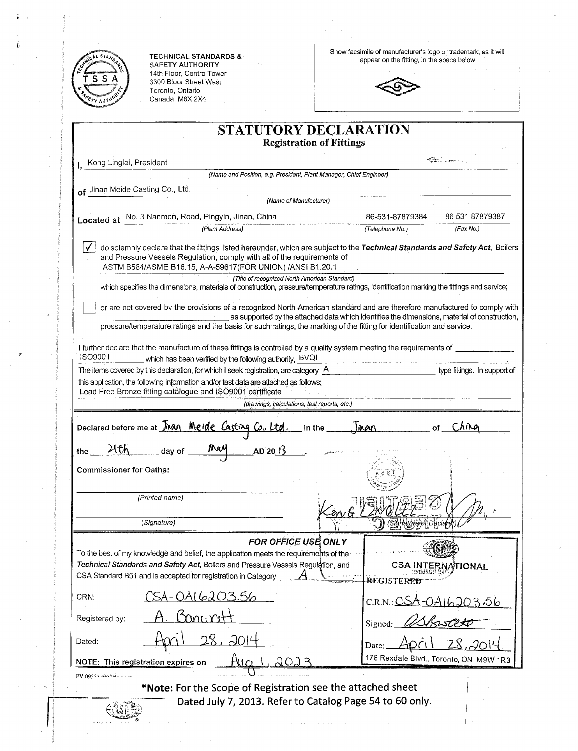TECHNICAL STANDARDS & SAFETY AUTHORITY
14th Floor, Centre Tower
3300 Bloor Street West
Toronto, Ontario
Canada M8X 2X4

Show facsimile of manufacturer's logo or trademark, as it will appear on the fitting, in the space below

# STATUTORY DECLARATION

## Registration of Fittings

I, Kong Linglei, President
(Name and Position, e.g. President, Plant Manager, Chief Engineer)

of Jinan Meide Casting Co., Ltd.
(Name of Manufacturer)

Located at No. 3 Nanmen, Road, Pingyin, Jinan, China — 86-531-87879384 — 86 531 87879387
(Plant Address) (Telephone No.) (Fax No.)

☑ do solemnly declare that the fittings listed hereunder, which are subject to the ***Technical Standards and Safety Act***, Boilers and Pressure Vessels Regulation, comply with all of the requirements of
ASTM B584/ASME B16.15, A-A-59617(FOR UNION) /ANSI B1.20.1
(Title of recognized North American Standard)
which specifies the dimensions, materials of construction, pressure/temperature ratings, identification marking the fittings and service;

☐ or are not covered by the provisions of a recognized North American standard and are therefore manufactured to comply with ____________ as supported by the attached data which identifies the dimensions, material of construction, pressure/temperature ratings and the basis for such ratings, the marking of the fitting for identification and service.

I further declare that the manufacture of these fittings is controlled by a quality system meeting the requirements of ISO9001 which has been verified by the following authority, BVQI.

The items covered by this declaration, for which I seek registration, are category A type fittings. In support of this application, the following information and/or test data are attached as follows:
Lead Free Bronze fitting catalogue and ISO9001 certificate
(drawings, calculations, test reports, etc.)

Declared before me at Jinan Meide Casting Co., Ltd. in the Jinan of China

the 21th day of May AD 2013.

**Commissioner for Oaths:**

(Printed name)

(Signature)

Kong Linglei
(Signature of Declarer)

**FOR OFFICE USE ONLY**

To the best of my knowledge and belief, the application meets the requirements of the ***Technical Standards and Safety Act***, Boilers and Pressure Vessels Regulation, and CSA Standard B51 and is accepted for registration in Category A

CRN: CSA-OA16203.56

Registered by: A. Bancroft

Dated: April 28, 2014

**NOTE: This registration expires on** Aug 1, 2023

CSA INTERNATIONAL
REGISTERED
C.R.N.: CSA-OA16203.56
Signed:
Date: April 28, 2014
178 Rexdale Blvd., Toronto, ON M9W 1R3

PV 09553

***Note:** For the Scope of Registration see the attached sheet Dated July 7, 2013. Refer to Catalog Page 54 to 60 only.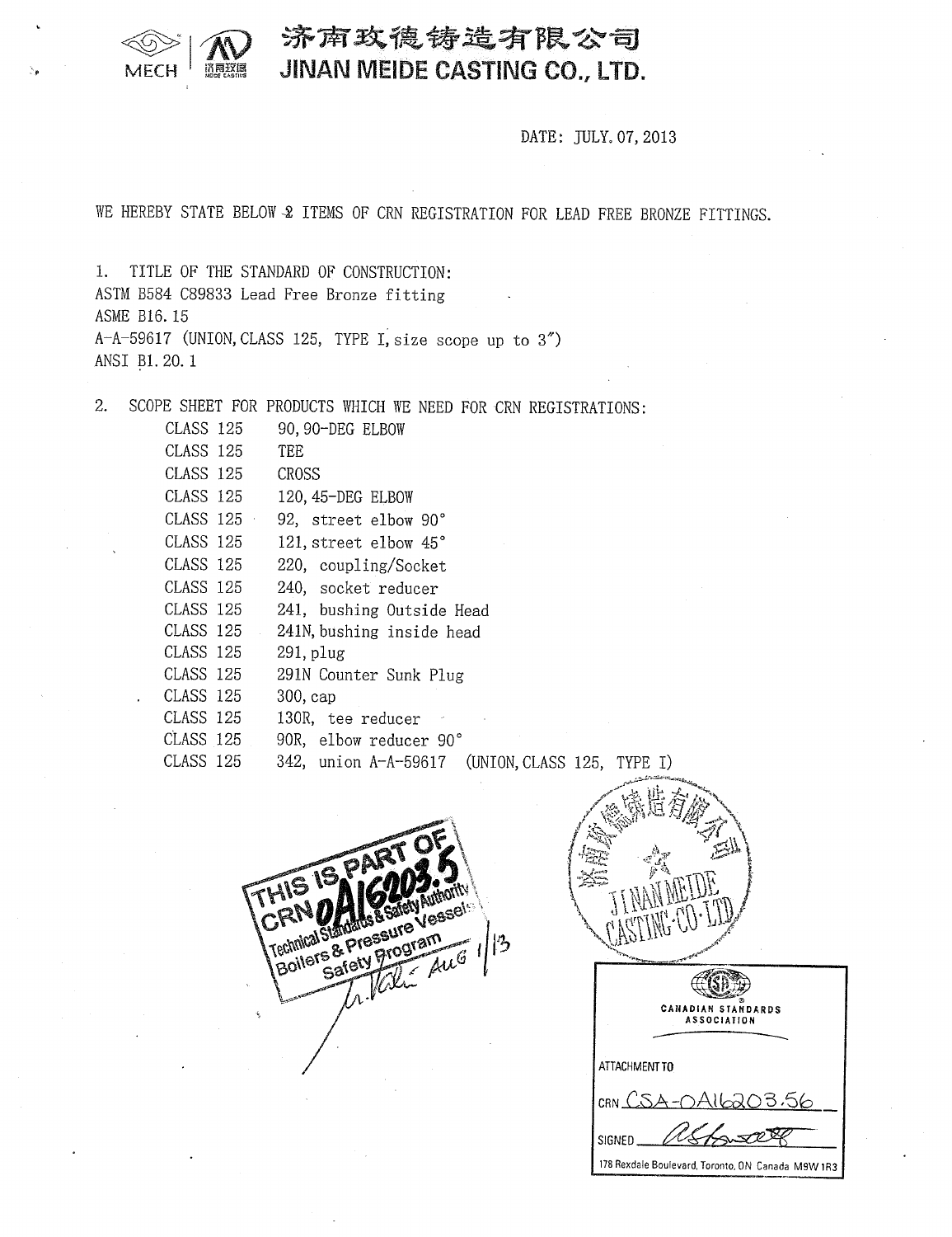# 济南玫德铸造有限公司
# JINAN MEIDE CASTING CO., LTD.

MECH

DATE: JULY. 07, 2013

WE HEREBY STATE BELOW 2 ITEMS OF CRN REGISTRATION FOR LEAD FREE BRONZE FITTINGS.

1. TITLE OF THE STANDARD OF CONSTRUCTION:
ASTM B584 C89833 Lead Free Bronze fitting
ASME B16.15
A-A-59617 (UNION, CLASS 125, TYPE I, size scope up to 3")
ANSI B1.20.1

2. SCOPE SHEET FOR PRODUCTS WHICH WE NEED FOR CRN REGISTRATIONS:

| | |
|---|---|
| CLASS 125 | 90, 90-DEG ELBOW |
| CLASS 125 | TEE |
| CLASS 125 | CROSS |
| CLASS 125 | 120, 45-DEG ELBOW |
| CLASS 125 | 92, street elbow 90° |
| CLASS 125 | 121, street elbow 45° |
| CLASS 125 | 220, coupling/Socket |
| CLASS 125 | 240, socket reducer |
| CLASS 125 | 241, bushing Outside Head |
| CLASS 125 | 241N, bushing inside head |
| CLASS 125 | 291, plug |
| CLASS 125 | 291N Counter Sunk Plug |
| CLASS 125 | 300, cap |
| CLASS 125 | 130R, tee reducer |
| CLASS 125 | 90R, elbow reducer 90° |
| CLASS 125 | 342, union A-A-59617 (UNION, CLASS 125, TYPE I) |

THIS IS PART OF CRN 0A16203.5
Technical Standards & Safety Authority
Boilers & Pressure Vessels Safety Program
AUG 1/13

济南玫德铸造有限公司
JINAN MEIDE CASTING CO. LTD.

CANADIAN STANDARDS ASSOCIATION

ATTACHMENT TO

CRN CSA-0A16203.56

SIGNED

178 Rexdale Boulevard, Toronto, ON Canada M9W 1R3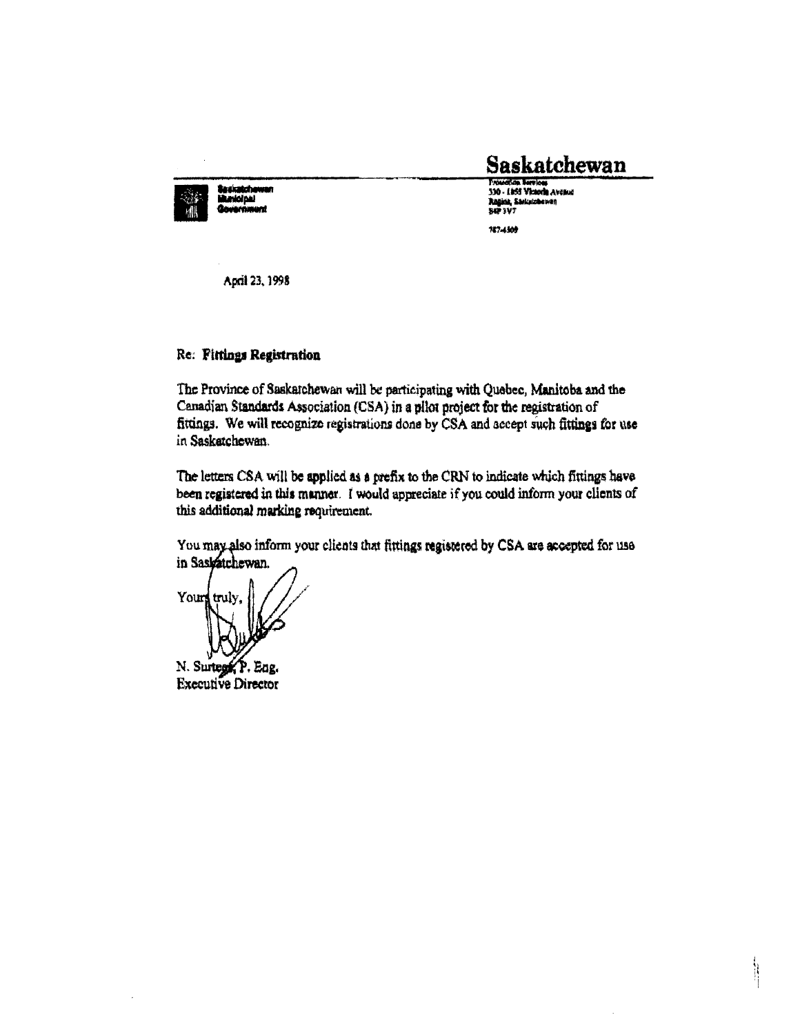Saskatchewan Municipal Government

**Saskatchewan**

Protection Services
330 - 1855 Victoria Avenue
Regina, Saskatchewan
S4P 3V7

787-4509

April 23, 1998

Re: **Fittings Registration**

The Province of Saskatchewan will be participating with Quebec, Manitoba and the Canadian Standards Association (CSA) in a pilot project for the registration of fittings. We will recognize registrations done by CSA and accept such fittings for use in Saskatchewan.

The letters CSA will be applied as a prefix to the CRN to indicate which fittings have been registered in this manner. I would appreciate if you could inform your clients of this additional marking requirement.

You may also inform your clients that fittings registered by CSA are accepted for use in Saskatchewan.

Yours truly,

N. Surtees, P. Eng.
Executive Director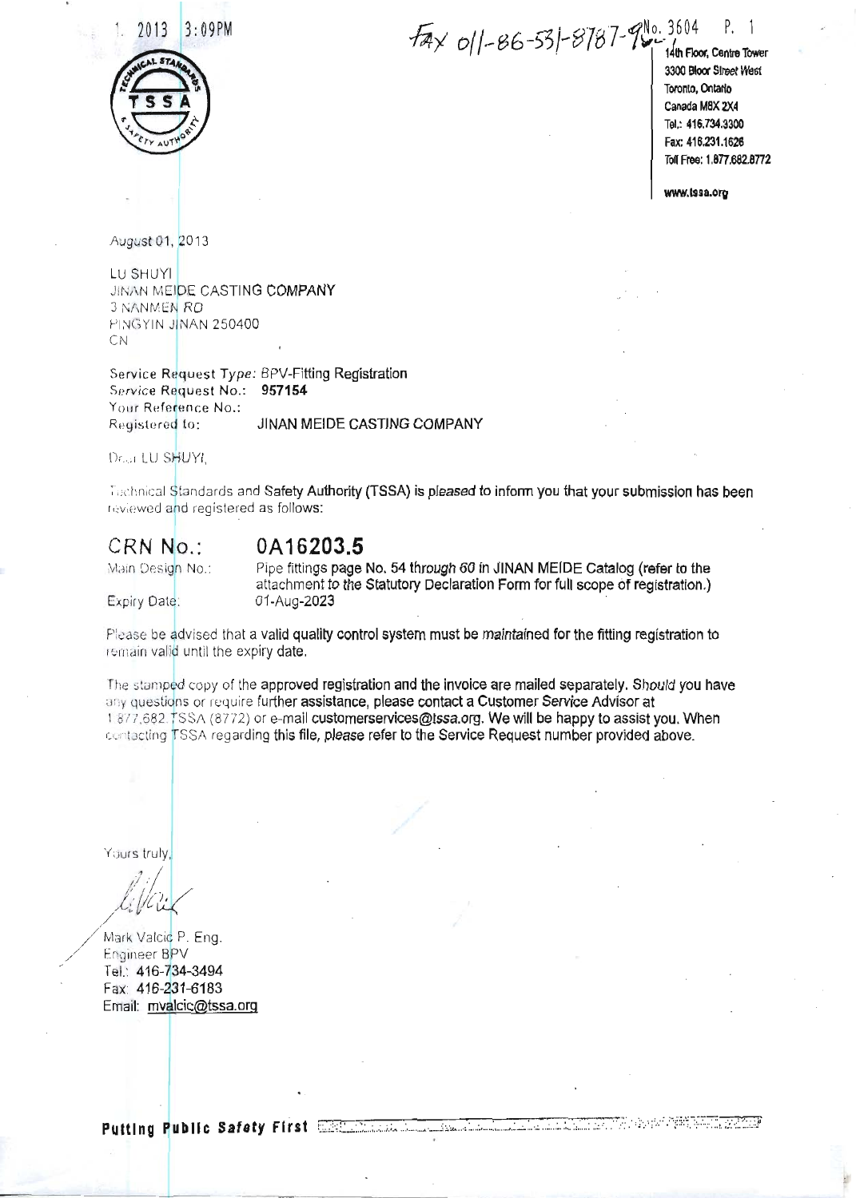1. 2013 3:09PM

Fax 011-86-531-8787-9... No. 3604 P. 1

TECHNICAL STANDARDS & SAFETY AUTHORITY — TSSA

14th Floor, Centre Tower
3300 Bloor Street West
Toronto, Ontario
Canada M8X 2X4
Tel.: 416.734.3300
Fax: 416.231.1626
Toll Free: 1.877.682.8772

www.tssa.org

August 01, 2013

LU SHUYI
JINAN MEIDE CASTING COMPANY
3 NANMEN RD
PINGYIN JINAN 250400
CN

Service Request Type: BPV-Fitting Registration
Service Request No.: **957154**
Your Reference No.:
Registered to: JINAN MEIDE CASTING COMPANY

Dear LU SHUYI,

Technical Standards and Safety Authority (TSSA) is pleased to inform you that your submission has been reviewed and registered as follows:

| | |
|---|---|
| CRN No.: | **0A16203.5** |
| Main Design No.: | Pipe fittings page No. 54 through 60 in JINAN MEIDE Catalog (refer to the attachment to the Statutory Declaration Form for full scope of registration.) |
| Expiry Date: | 01-Aug-2023 |

Please be advised that a valid quality control system must be maintained for the fitting registration to remain valid until the expiry date.

The stamped copy of the approved registration and the invoice are mailed separately. Should you have any questions or require further assistance, please contact a Customer Service Advisor at 1.877.682.TSSA (8772) or e-mail customerservices@tssa.org. We will be happy to assist you. When contacting TSSA regarding this file, please refer to the Service Request number provided above.

Yours truly,

Mark Valcic P. Eng.
Engineer BPV
Tel.: 416-734-3494
Fax: 416-231-6183
Email: mvalcic@tssa.org

**Putting Public Safety First**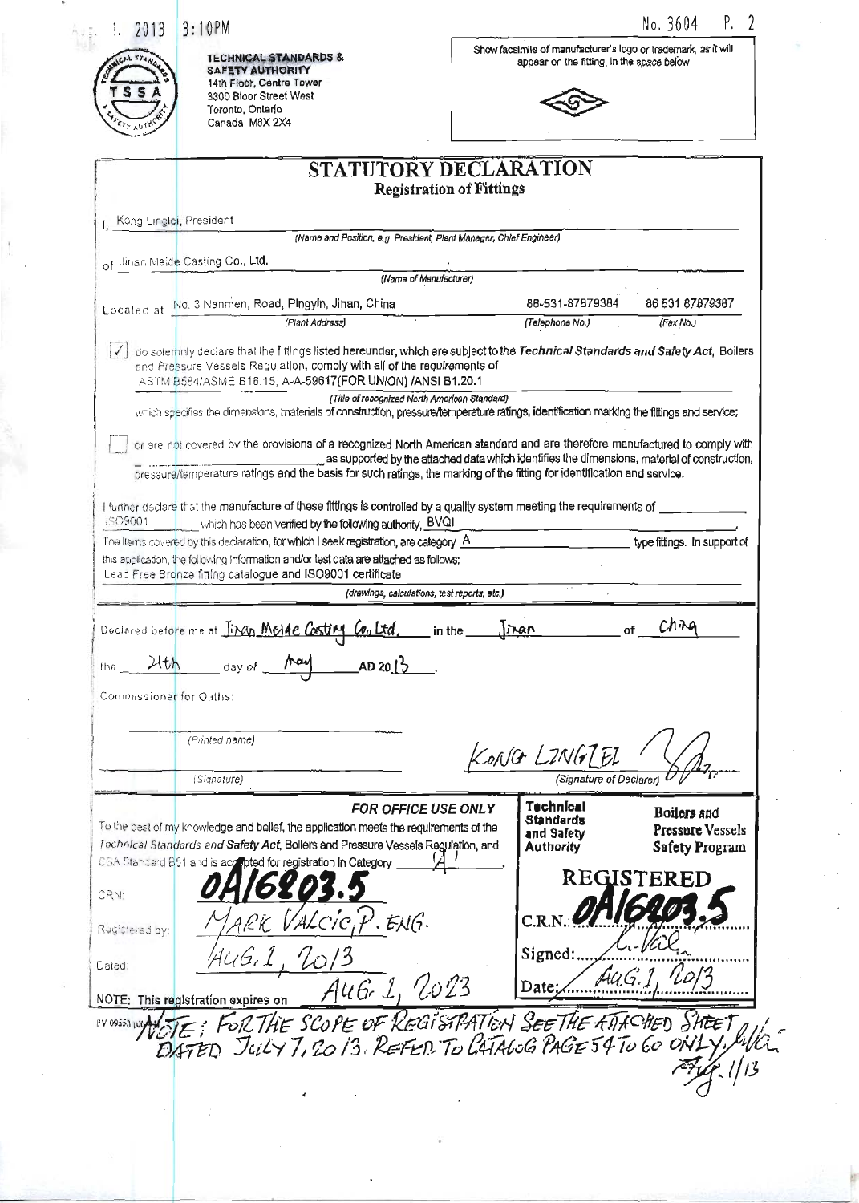TECHNICAL STANDARDS & SAFETY AUTHORITY
14th Floor, Centre Tower
3300 Bloor Street West
Toronto, Ontario
Canada M8X 2X4

Show facsimile of manufacturer's logo or trademark, as it will appear on the fitting, in the space below

# STATUTORY DECLARATION

## Registration of Fittings

I, Kong Linglei, President
(Name and Position, e.g. President, Plant Manager, Chief Engineer)

of Jinan Meide Casting Co., Ltd.
(Name of Manufacturer)

Located at No. 3 Nanmen, Road, Pingyin, Jinan, China — 86-531-87879384 — 86 531 87879387
(Plant Address) (Telephone No.) (Fax No.)

☑ do solemnly declare that the fittings listed hereunder, which are subject to the *Technical Standards and Safety Act*, Boilers and Pressure Vessels Regulation, comply with all of the requirements of ASTM B584/ASME B16.15, A-A-59617(FOR UNION) /ANSI B1.20.1
(Title of recognized North American Standard)
which specifies the dimensions, materials of construction, pressure/temperature ratings, identification marking the fittings and service;

☐ or are not covered by the provisions of a recognized North American standard and are therefore manufactured to comply with ______ as supported by the attached data which identifies the dimensions, material of construction, pressure/temperature ratings and the basis for such ratings, the marking of the fitting for identification and service.

I further declare that the manufacture of these fittings is controlled by a quality system meeting the requirements of ISO9001 which has been verified by the following authority, BVQI.

The items covered by this declaration, for which I seek registration, are category A type fittings. In support of this application, the following information and/or test data are attached as follows:
Lead Free Bronze fitting catalogue and ISO9001 certificate
(drawings, calculations, test reports, etc.)

Declared before me at Jinan Meide Casting Co., Ltd. in the Jinan of China

the 24th day of May AD 2013.

Commissioner for Oaths:

(Printed name)

(Signature)

KONG LINGLEI
(Signature of Declarer)

**FOR OFFICE USE ONLY**

To the best of my knowledge and belief, the application meets the requirements of the *Technical Standards and Safety Act*, Boilers and Pressure Vessels Regulation, and CSA Standard B51 and is accepted for registration in Category A1.

CRN: 0A16203.5

Registered by: MARK VALCIC, P. ENG.

Dated: AUG. 1, 2013

NOTE: This registration expires on AUG. 1, 2023

**Technical Standards and Safety Authority** — **Boilers and Pressure Vessels Safety Program**

**REGISTERED**

C.R.N.: 0A16203.5

Signed: M. Valcic

Date: AUG. 1, 2013

NOTE: FOR THE SCOPE OF REGISTRATION SEE THE ATTACHED SHEET DATED JULY 7, 2013. REFER TO CATALOG PAGE 54 TO 60 ONLY. Aug. 1/13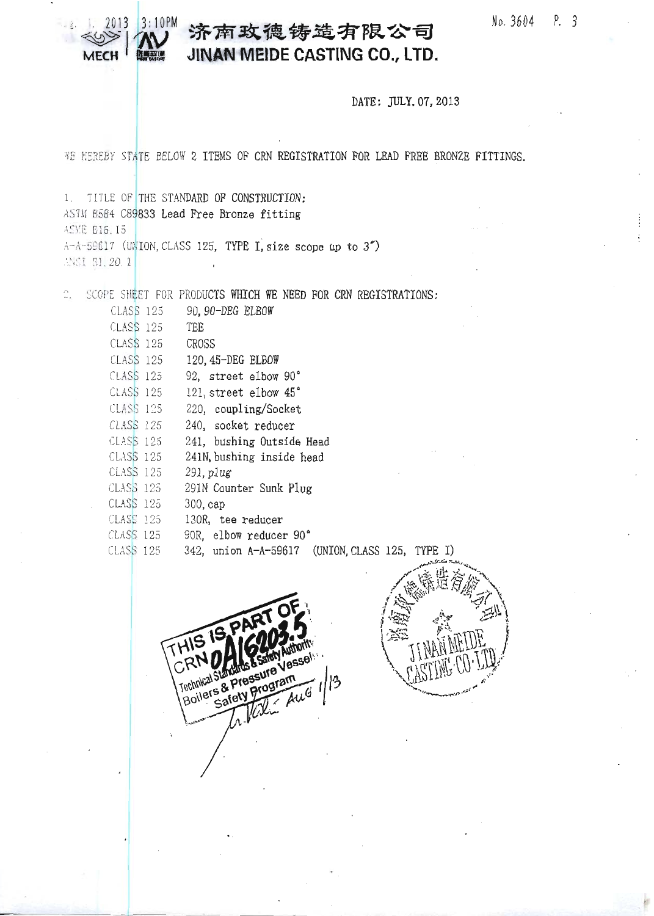济南玫德铸造有限公司
**JINAN MEIDE CASTING CO., LTD.**

DATE: JULY. 07, 2013

WE HEREBY STATE BELOW 2 ITEMS OF CRN REGISTRATION FOR LEAD FREE BRONZE FITTINGS.

1. TITLE OF THE STANDARD OF CONSTRUCTION:

ASTM B584 C89833 Lead Free Bronze fitting
ASME B16.15
A-A-59617 (UNION, CLASS 125, TYPE I, size scope up to 3")
ANSI B1.20.1

2. SCOPE SHEET FOR PRODUCTS WHICH WE NEED FOR CRN REGISTRATIONS:

| | |
|---|---|
| CLASS 125 | 90, 90-DEG ELBOW |
| CLASS 125 | TEE |
| CLASS 125 | CROSS |
| CLASS 125 | 120, 45-DEG ELBOW |
| CLASS 125 | 92, street elbow 90° |
| CLASS 125 | 121, street elbow 45° |
| CLASS 125 | 220, coupling/Socket |
| CLASS 125 | 240, socket reducer |
| CLASS 125 | 241, bushing Outside Head |
| CLASS 125 | 241N, bushing inside head |
| CLASS 125 | 291, plug |
| CLASS 125 | 291N Counter Sunk Plug |
| CLASS 125 | 300, cap |
| CLASS 125 | 130R, tee reducer |
| CLASS 125 | 90R, elbow reducer 90° |
| CLASS 125 | 342, union A-A-59617 (UNION, CLASS 125, TYPE I) |

THIS IS PART OF CRN 0A16203.5
Technical Standards & Safety Authority
Boilers & Pressure Vessels Safety Program
AUG 1/13

济南玫德铸造有限公司
JINAN MEIDE CASTING CO. LTD